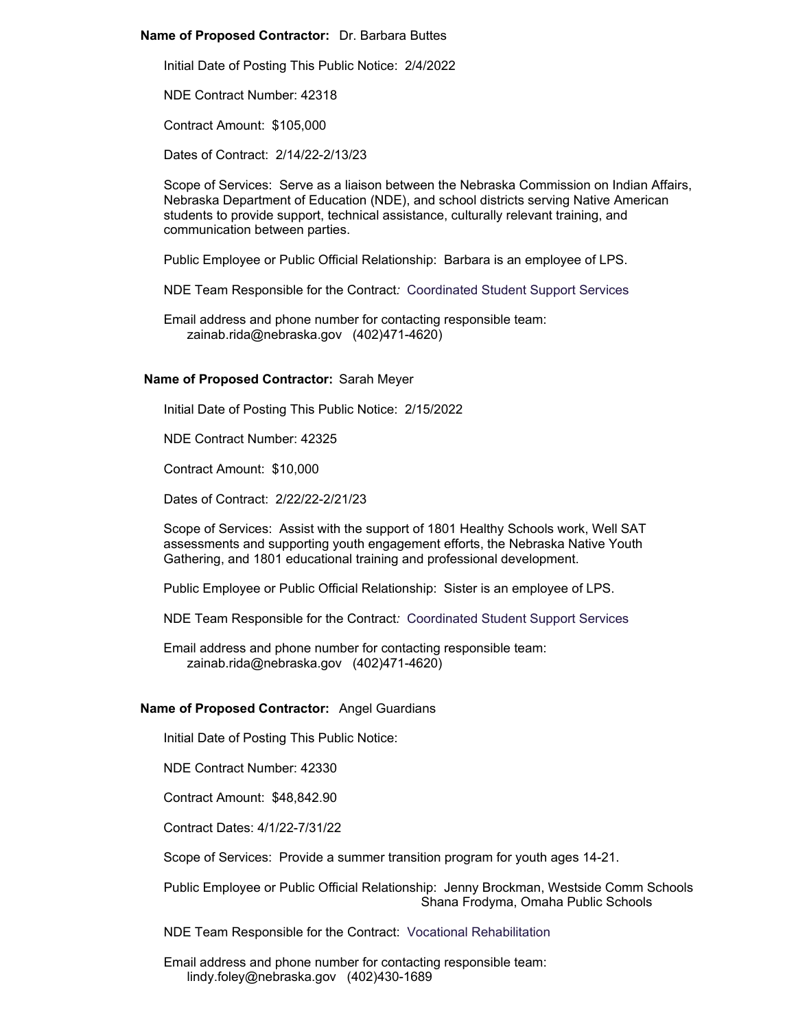**Name of Proposed Contractor:** Dr. Barbara Buttes

Initial Date of Posting This Public Notice: 2/4/2022

NDE Contract Number: 42318

Contract Amount: $105,000

Dates of Contract: 2/14/22-2/13/23

Scope of Services: Serve as a liaison between the Nebraska Commission on Indian Affairs, Nebraska Department of Education (NDE), and school districts serving Native American students to provide support, technical assistance, culturally relevant training, and communication between parties.

Public Employee or Public Official Relationship: Barbara is an employee of LPS.

NDE Team Responsible for the Contract*:* Coordinated Student Support Services

Email address and phone number for contacting responsible team:
zainab.rida@nebraska.gov (402)471-4620)

**Name of Proposed Contractor:** Sarah Meyer

Initial Date of Posting This Public Notice: 2/15/2022

NDE Contract Number: 42325

Contract Amount: $10,000

Dates of Contract: 2/22/22-2/21/23

Scope of Services: Assist with the support of 1801 Healthy Schools work, Well SAT assessments and supporting youth engagement efforts, the Nebraska Native Youth Gathering, and 1801 educational training and professional development.

Public Employee or Public Official Relationship: Sister is an employee of LPS.

NDE Team Responsible for the Contract*:* Coordinated Student Support Services

Email address and phone number for contacting responsible team:
zainab.rida@nebraska.gov (402)471-4620)

**Name of Proposed Contractor:** Angel Guardians

Initial Date of Posting This Public Notice:

NDE Contract Number: 42330

Contract Amount: $48,842.90

Contract Dates: 4/1/22-7/31/22

Scope of Services: Provide a summer transition program for youth ages 14-21.

Public Employee or Public Official Relationship: Jenny Brockman, Westside Comm Schools
Shana Frodyma, Omaha Public Schools

NDE Team Responsible for the Contract: Vocational Rehabilitation

Email address and phone number for contacting responsible team:
lindy.foley@nebraska.gov (402)430-1689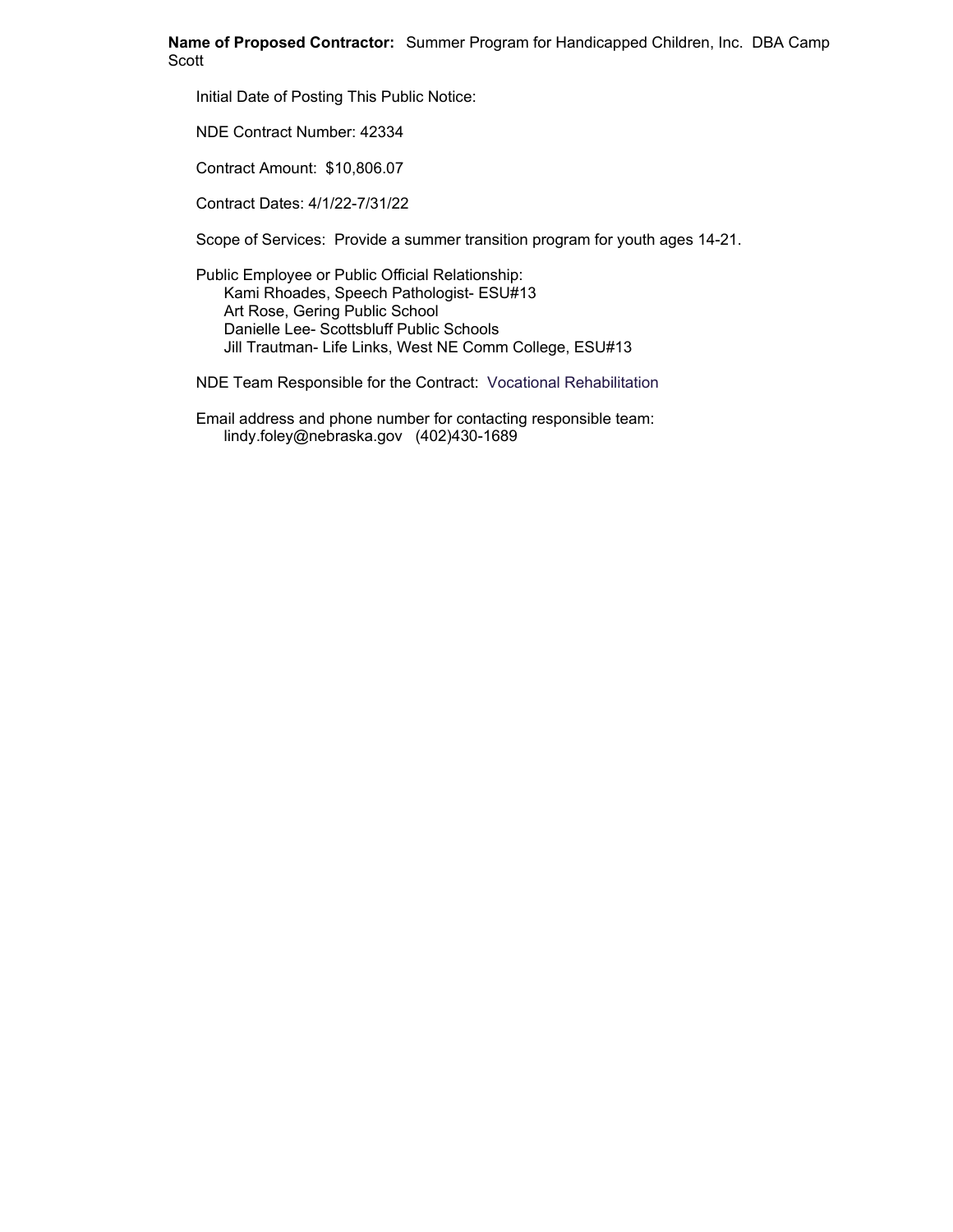**Name of Proposed Contractor:** Summer Program for Handicapped Children, Inc. DBA Camp Scott

Initial Date of Posting This Public Notice:

NDE Contract Number: 42334

Contract Amount: $10,806.07

Contract Dates: 4/1/22-7/31/22

Scope of Services: Provide a summer transition program for youth ages 14-21.

Public Employee or Public Official Relationship:
- Kami Rhoades, Speech Pathologist- ESU#13
- Art Rose, Gering Public School
- Danielle Lee- Scottsbluff Public Schools
- Jill Trautman- Life Links, West NE Comm College, ESU#13

NDE Team Responsible for the Contract: Vocational Rehabilitation

Email address and phone number for contacting responsible team:
lindy.foley@nebraska.gov (402)430-1689